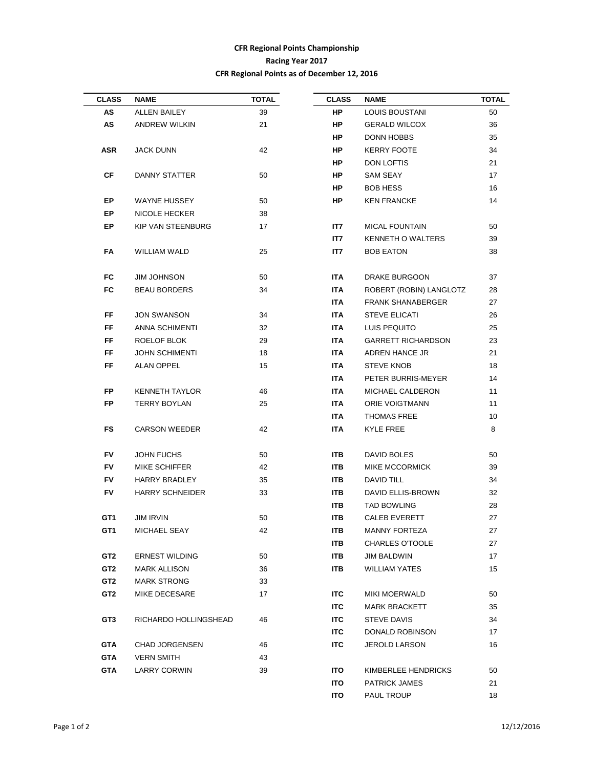# CFR Regional Points Championship

## Racing Year 2017

### CFR Regional Points as of December 12, 2016

| CLASS | NAME | TOTAL |
|---|---|---|
| AS | ALLEN BAILEY | 39 |
| AS | ANDREW WILKIN | 21 |
| ASR | JACK DUNN | 42 |
| CF | DANNY STATTER | 50 |
| EP | WAYNE HUSSEY | 50 |
| EP | NICOLE HECKER | 38 |
| EP | KIP VAN STEENBURG | 17 |
| FA | WILLIAM WALD | 25 |
| FC | JIM JOHNSON | 50 |
| FC | BEAU BORDERS | 34 |
| FF | JON SWANSON | 34 |
| FF | ANNA SCHIMENTI | 32 |
| FF | ROELOF BLOK | 29 |
| FF | JOHN SCHIMENTI | 18 |
| FF | ALAN OPPEL | 15 |
| FP | KENNETH TAYLOR | 46 |
| FP | TERRY BOYLAN | 25 |
| FS | CARSON WEEDER | 42 |
| FV | JOHN FUCHS | 50 |
| FV | MIKE SCHIFFER | 42 |
| FV | HARRY BRADLEY | 35 |
| FV | HARRY SCHNEIDER | 33 |
| GT1 | JIM IRVIN | 50 |
| GT1 | MICHAEL SEAY | 42 |
| GT2 | ERNEST WILDING | 50 |
| GT2 | MARK ALLISON | 36 |
| GT2 | MARK STRONG | 33 |
| GT2 | MIKE DECESARE | 17 |
| GT3 | RICHARDO HOLLINGSHEAD | 46 |
| GTA | CHAD JORGENSEN | 46 |
| GTA | VERN SMITH | 43 |
| GTA | LARRY CORWIN | 39 |
| HP | LOUIS BOUSTANI | 50 |
| HP | GERALD WILCOX | 36 |
| HP | DONN HOBBS | 35 |
| HP | KERRY FOOTE | 34 |
| HP | DON LOFTIS | 21 |
| HP | SAM SEAY | 17 |
| HP | BOB HESS | 16 |
| HP | KEN FRANCKE | 14 |
| IT7 | MICAL FOUNTAIN | 50 |
| IT7 | KENNETH O WALTERS | 39 |
| IT7 | BOB EATON | 38 |
| ITA | DRAKE BURGOON | 37 |
| ITA | ROBERT (ROBIN) LANGLOTZ | 28 |
| ITA | FRANK SHANABERGER | 27 |
| ITA | STEVE ELICATI | 26 |
| ITA | LUIS PEQUITO | 25 |
| ITA | GARRETT RICHARDSON | 23 |
| ITA | ADREN HANCE JR | 21 |
| ITA | STEVE KNOB | 18 |
| ITA | PETER BURRIS-MEYER | 14 |
| ITA | MICHAEL CALDERON | 11 |
| ITA | ORIE VOIGTMANN | 11 |
| ITA | THOMAS FREE | 10 |
| ITA | KYLE FREE | 8 |
| ITB | DAVID BOLES | 50 |
| ITB | MIKE MCCORMICK | 39 |
| ITB | DAVID TILL | 34 |
| ITB | DAVID ELLIS-BROWN | 32 |
| ITB | TAD BOWLING | 28 |
| ITB | CALEB EVERETT | 27 |
| ITB | MANNY FORTEZA | 27 |
| ITB | CHARLES O'TOOLE | 27 |
| ITB | JIM BALDWIN | 17 |
| ITB | WILLIAM YATES | 15 |
| ITC | MIKI MOERWALD | 50 |
| ITC | MARK BRACKETT | 35 |
| ITC | STEVE DAVIS | 34 |
| ITC | DONALD ROBINSON | 17 |
| ITC | JEROLD LARSON | 16 |
| ITO | KIMBERLEE HENDRICKS | 50 |
| ITO | PATRICK JAMES | 21 |
| ITO | PAUL TROUP | 18 |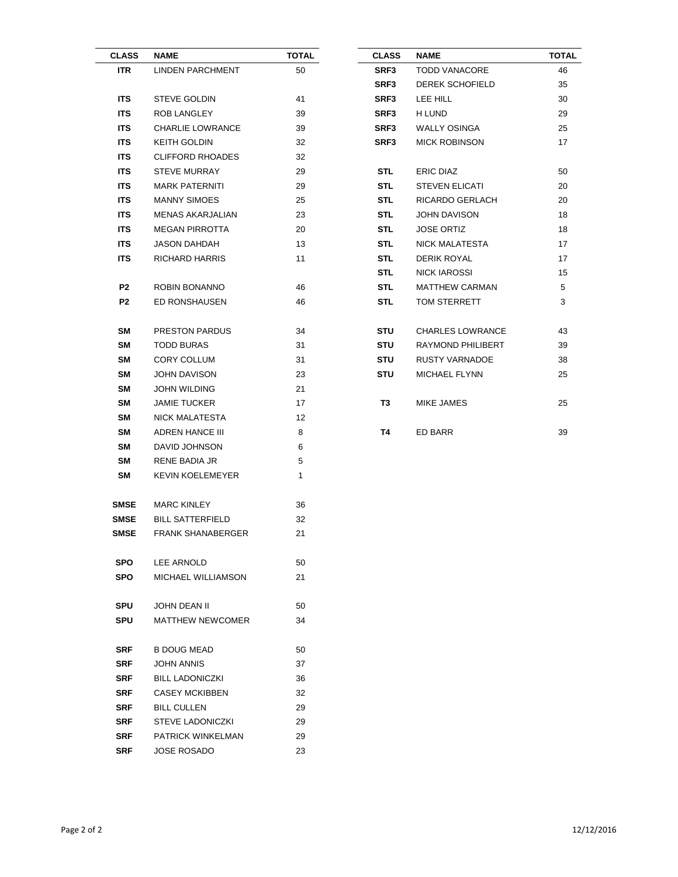| CLASS | NAME | TOTAL |
|---|---|---|
| **ITR** | LINDEN PARCHMENT | 50 |
| | | |
| **ITS** | STEVE GOLDIN | 41 |
| **ITS** | ROB LANGLEY | 39 |
| **ITS** | CHARLIE LOWRANCE | 39 |
| **ITS** | KEITH GOLDIN | 32 |
| **ITS** | CLIFFORD RHOADES | 32 |
| **ITS** | STEVE MURRAY | 29 |
| **ITS** | MARK PATERNITI | 29 |
| **ITS** | MANNY SIMOES | 25 |
| **ITS** | MENAS AKARJALIAN | 23 |
| **ITS** | MEGAN PIRROTTA | 20 |
| **ITS** | JASON DAHDAH | 13 |
| **ITS** | RICHARD HARRIS | 11 |
| | | |
| **P2** | ROBIN BONANNO | 46 |
| **P2** | ED RONSHAUSEN | 46 |
| | | |
| **SM** | PRESTON PARDUS | 34 |
| **SM** | TODD BURAS | 31 |
| **SM** | CORY COLLUM | 31 |
| **SM** | JOHN DAVISON | 23 |
| **SM** | JOHN WILDING | 21 |
| **SM** | JAMIE TUCKER | 17 |
| **SM** | NICK MALATESTA | 12 |
| **SM** | ADREN HANCE III | 8 |
| **SM** | DAVID JOHNSON | 6 |
| **SM** | RENE BADIA JR | 5 |
| **SM** | KEVIN KOELEMEYER | 1 |
| | | |
| **SMSE** | MARC KINLEY | 36 |
| **SMSE** | BILL SATTERFIELD | 32 |
| **SMSE** | FRANK SHANABERGER | 21 |
| | | |
| **SPO** | LEE ARNOLD | 50 |
| **SPO** | MICHAEL WILLIAMSON | 21 |
| | | |
| **SPU** | JOHN DEAN II | 50 |
| **SPU** | MATTHEW NEWCOMER | 34 |
| | | |
| **SRF** | B DOUG MEAD | 50 |
| **SRF** | JOHN ANNIS | 37 |
| **SRF** | BILL LADONICZKI | 36 |
| **SRF** | CASEY MCKIBBEN | 32 |
| **SRF** | BILL CULLEN | 29 |
| **SRF** | STEVE LADONICZKI | 29 |
| **SRF** | PATRICK WINKELMAN | 29 |
| **SRF** | JOSE ROSADO | 23 |

| CLASS | NAME | TOTAL |
|---|---|---|
| **SRF3** | TODD VANACORE | 46 |
| **SRF3** | DEREK SCHOFIELD | 35 |
| **SRF3** | LEE HILL | 30 |
| **SRF3** | H LUND | 29 |
| **SRF3** | WALLY OSINGA | 25 |
| **SRF3** | MICK ROBINSON | 17 |
| | | |
| **STL** | ERIC DIAZ | 50 |
| **STL** | STEVEN ELICATI | 20 |
| **STL** | RICARDO GERLACH | 20 |
| **STL** | JOHN DAVISON | 18 |
| **STL** | JOSE ORTIZ | 18 |
| **STL** | NICK MALATESTA | 17 |
| **STL** | DERIK ROYAL | 17 |
| **STL** | NICK IAROSSI | 15 |
| **STL** | MATTHEW CARMAN | 5 |
| **STL** | TOM STERRETT | 3 |
| | | |
| **STU** | CHARLES LOWRANCE | 43 |
| **STU** | RAYMOND PHILIBERT | 39 |
| **STU** | RUSTY VARNADOE | 38 |
| **STU** | MICHAEL FLYNN | 25 |
| | | |
| **T3** | MIKE JAMES | 25 |
| | | |
| **T4** | ED BARR | 39 |

12/12/2016